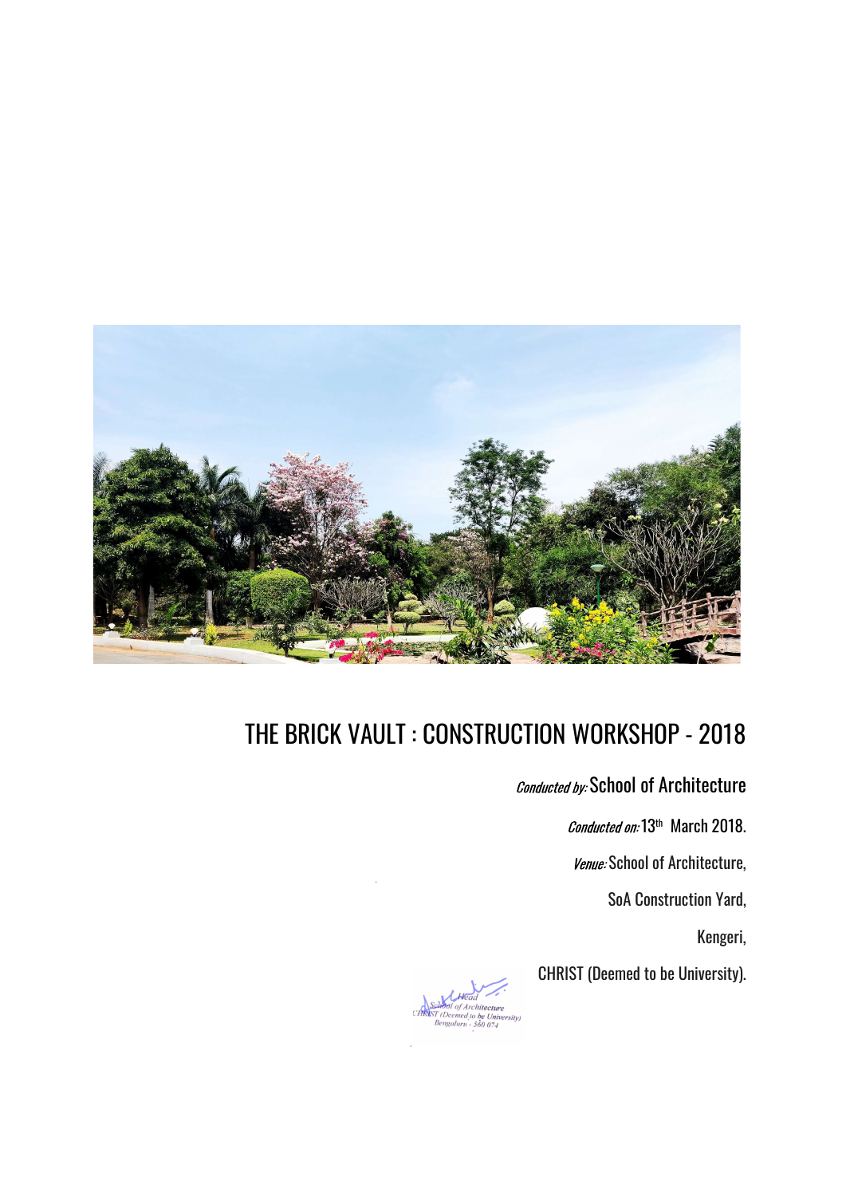# THE BRICK VAULT : CONSTRUCTION WORKSHOP - 2018

*Conducted by:* School of Architecture

*Conducted on:* 13th March 2018.

*Venue:* School of Architecture,

SoA Construction Yard,

Kengeri,

CHRIST (Deemed to be University).

Head
School of Architecture
CHRIST (Deemed to be University)
Bengaluru - 560 074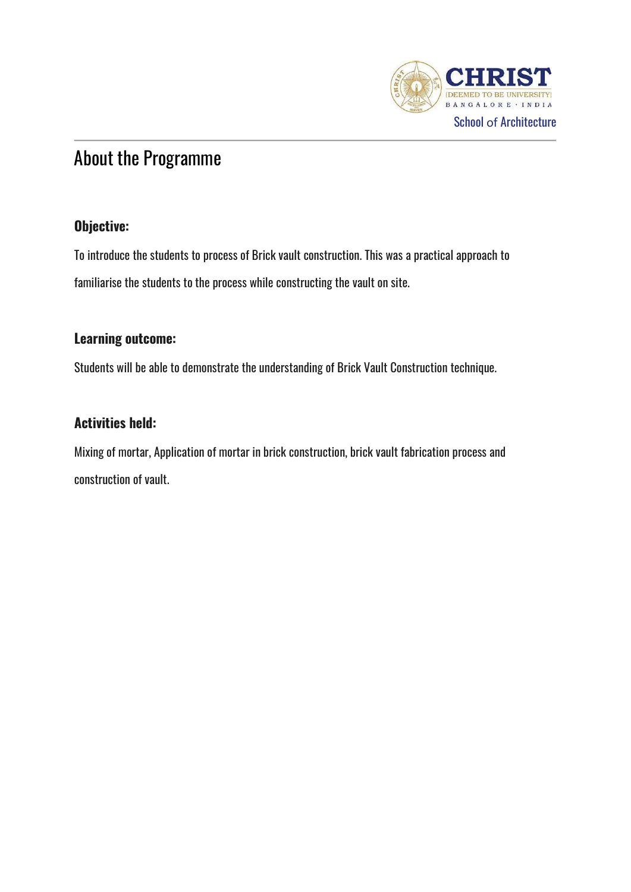# About the Programme

### Objective:

To introduce the students to process of Brick vault construction. This was a practical approach to familiarise the students to the process while constructing the vault on site.

### Learning outcome:

Students will be able to demonstrate the understanding of Brick Vault Construction technique.

### Activities held:

Mixing of mortar, Application of mortar in brick construction, brick vault fabrication process and construction of vault.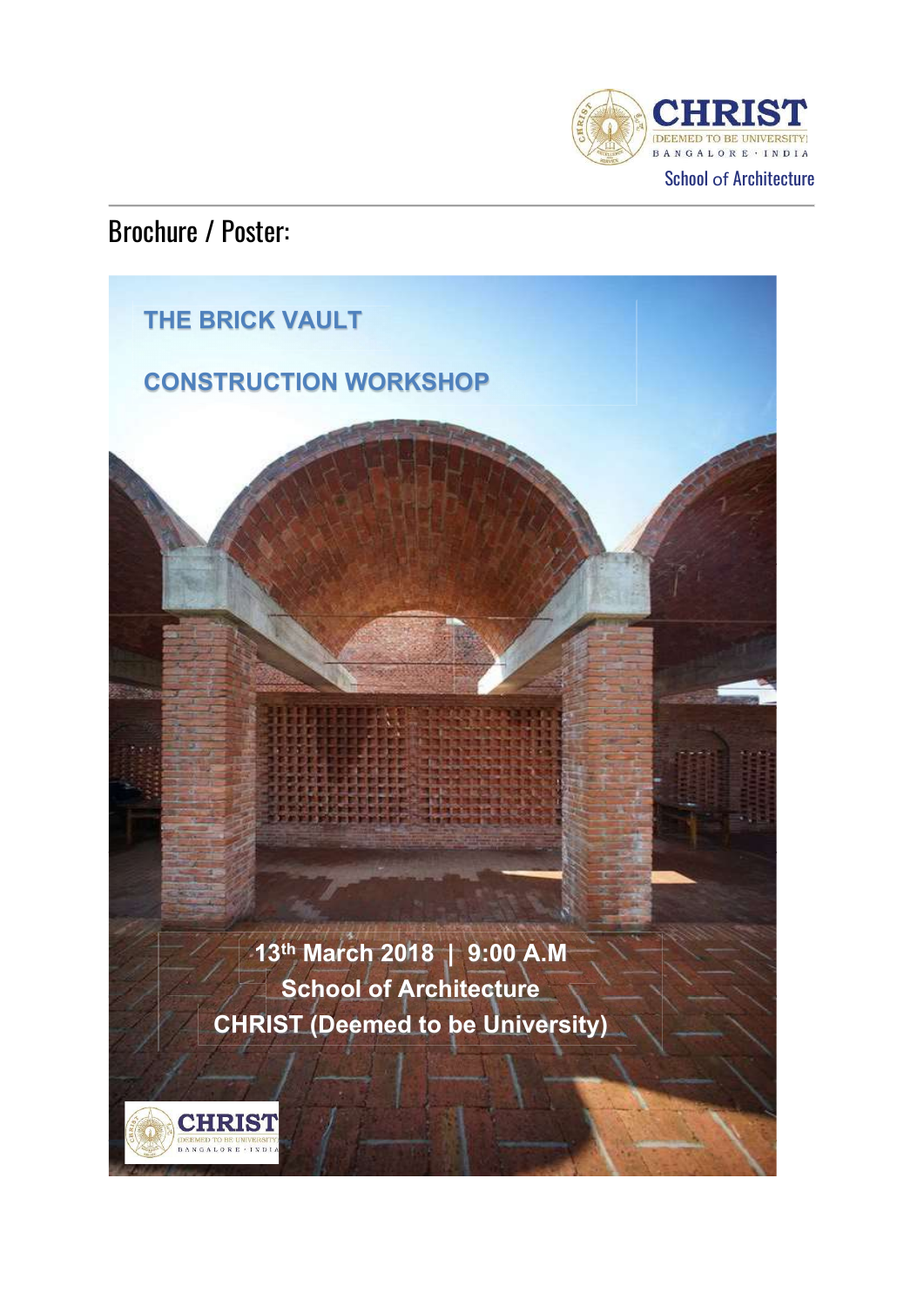## Brochure / Poster:

# THE BRICK VAULT

# CONSTRUCTION WORKSHOP

**13th March 2018 | 9:00 A.M**

**School of Architecture**

**CHRIST (Deemed to be University)**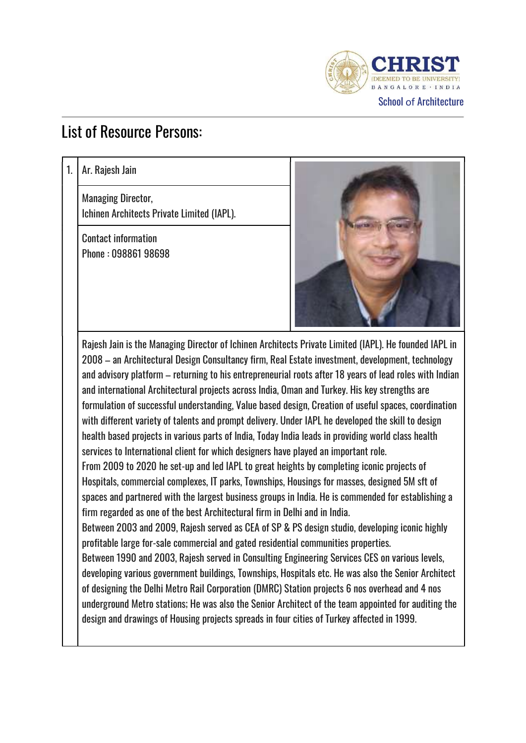## List of Resource Persons:

1. Ar. Rajesh Jain

Managing Director,
Ichinen Architects Private Limited (IAPL).

Contact information
Phone : 098861 98698

Rajesh Jain is the Managing Director of Ichinen Architects Private Limited (IAPL). He founded IAPL in 2008 – an Architectural Design Consultancy firm, Real Estate investment, development, technology and advisory platform – returning to his entrepreneurial roots after 18 years of lead roles with Indian and international Architectural projects across India, Oman and Turkey. His key strengths are formulation of successful understanding, Value based design, Creation of useful spaces, coordination with different variety of talents and prompt delivery. Under IAPL he developed the skill to design health based projects in various parts of India, Today India leads in providing world class health services to International client for which designers have played an important role.

From 2009 to 2020 he set-up and led IAPL to great heights by completing iconic projects of Hospitals, commercial complexes, IT parks, Townships, Housings for masses, designed 5M sft of spaces and partnered with the largest business groups in India. He is commended for establishing a firm regarded as one of the best Architectural firm in Delhi and in India.

Between 2003 and 2009, Rajesh served as CEA of SP & PS design studio, developing iconic highly profitable large for-sale commercial and gated residential communities properties.

Between 1990 and 2003, Rajesh served in Consulting Engineering Services CES on various levels, developing various government buildings, Townships, Hospitals etc. He was also the Senior Architect of designing the Delhi Metro Rail Corporation (DMRC) Station projects 6 nos overhead and 4 nos underground Metro stations; He was also the Senior Architect of the team appointed for auditing the design and drawings of Housing projects spreads in four cities of Turkey affected in 1999.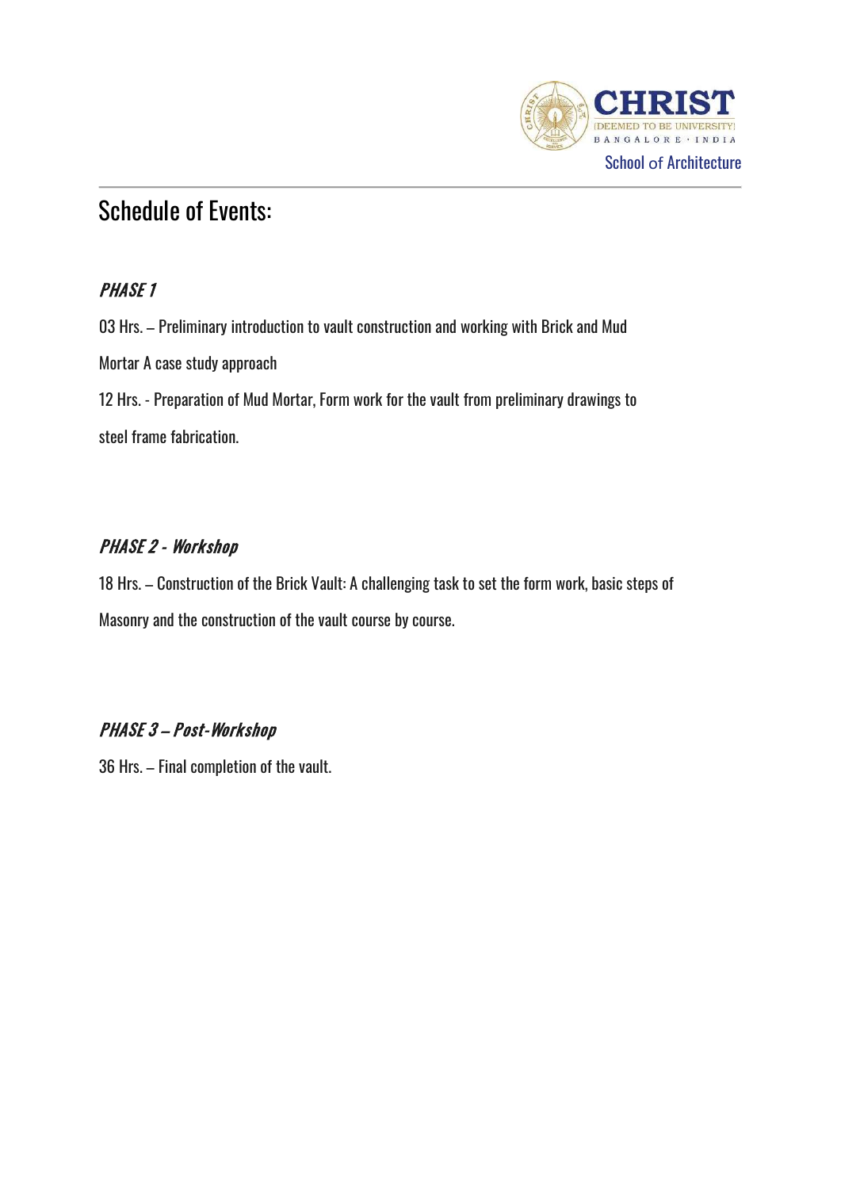## Schedule of Events:

### *PHASE 1*

03 Hrs. – Preliminary introduction to vault construction and working with Brick and Mud Mortar A case study approach

12 Hrs. - Preparation of Mud Mortar, Form work for the vault from preliminary drawings to steel frame fabrication.

### *PHASE 2 - Workshop*

18 Hrs. – Construction of the Brick Vault: A challenging task to set the form work, basic steps of Masonry and the construction of the vault course by course.

### *PHASE 3 – Post-Workshop*

36 Hrs. – Final completion of the vault.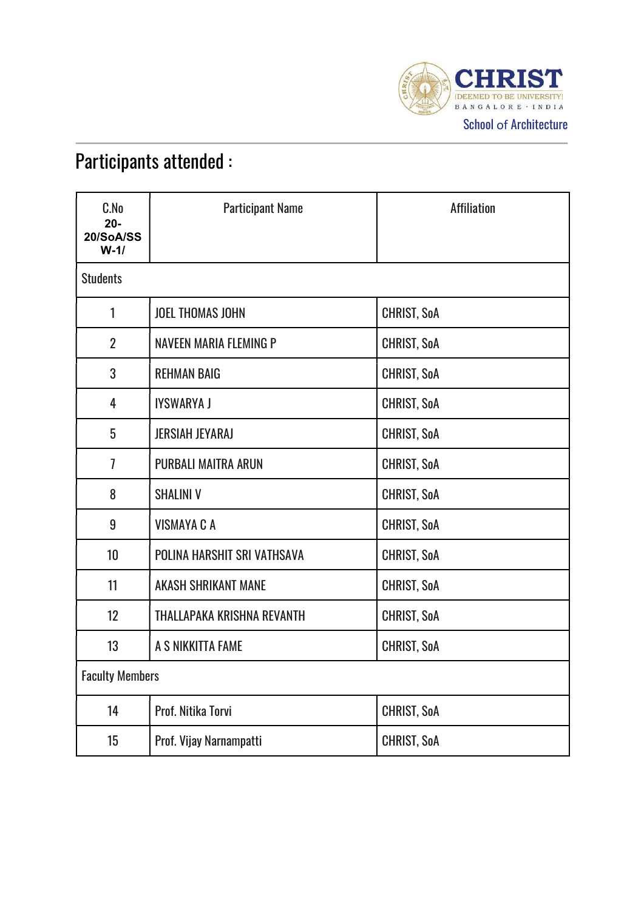# Participants attended :

| C.No 20-20/SoA/SSW-1/ | Participant Name | Affiliation |
|---|---|---|
| Students | | |
| 1 | JOEL THOMAS JOHN | CHRIST, SoA |
| 2 | NAVEEN MARIA FLEMING P | CHRIST, SoA |
| 3 | REHMAN BAIG | CHRIST, SoA |
| 4 | IYSWARYA J | CHRIST, SoA |
| 5 | JERSIAH JEYARAJ | CHRIST, SoA |
| 7 | PURBALI MAITRA ARUN | CHRIST, SoA |
| 8 | SHALINI V | CHRIST, SoA |
| 9 | VISMAYA C A | CHRIST, SoA |
| 10 | POLINA HARSHIT SRI VATHSAVA | CHRIST, SoA |
| 11 | AKASH SHRIKANT MANE | CHRIST, SoA |
| 12 | THALLAPAKA KRISHNA REVANTH | CHRIST, SoA |
| 13 | A S NIKKITTA FAME | CHRIST, SoA |
| Faculty Members | | |
| 14 | Prof. Nitika Torvi | CHRIST, SoA |
| 15 | Prof. Vijay Narnampatti | CHRIST, SoA |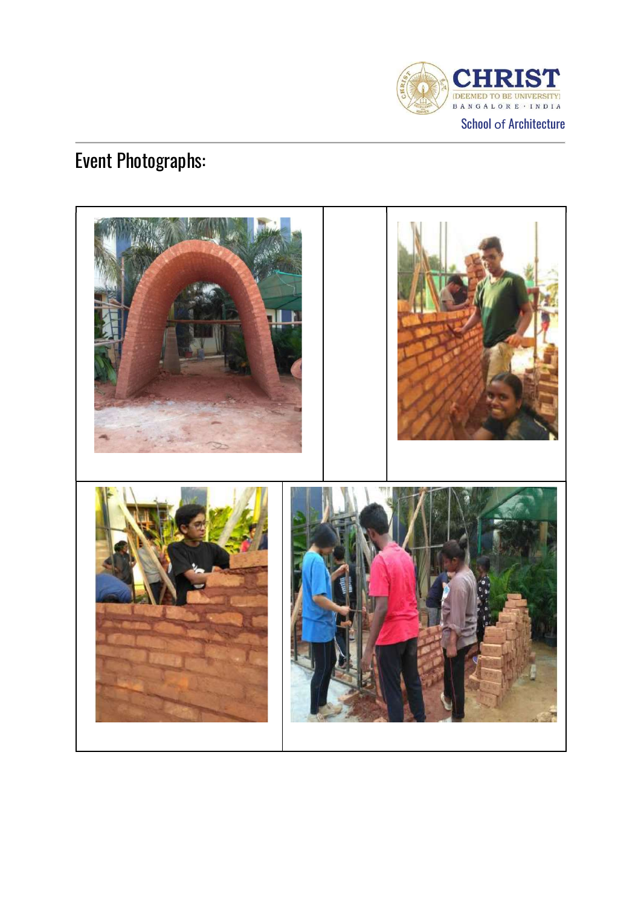## Event Photographs: